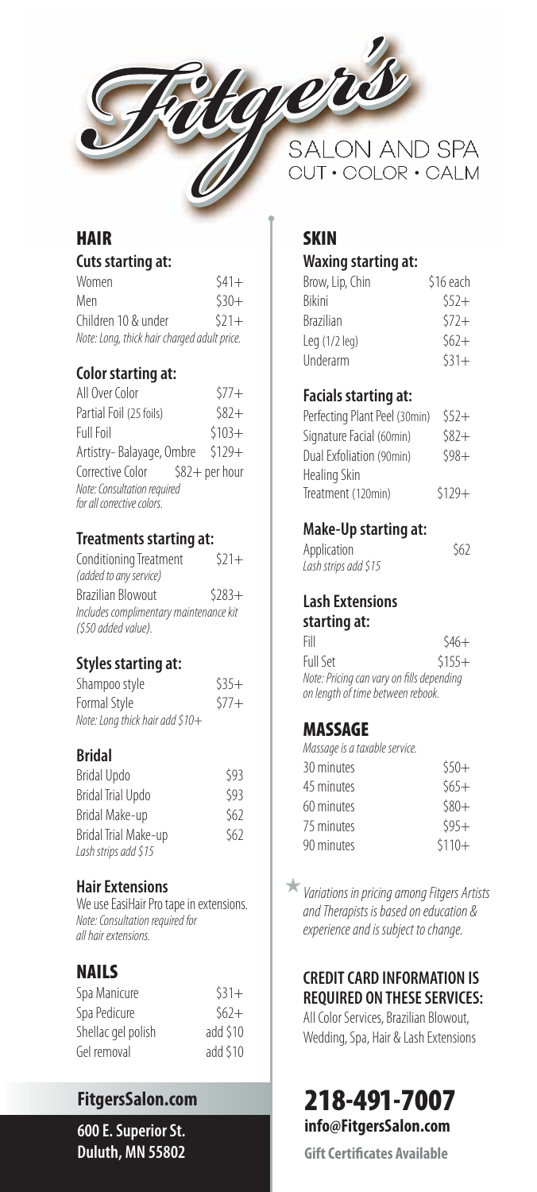# Fitger's

SALON AND SPA
CUT • COLOR • CALM

## HAIR

### Cuts starting at:

| | |
|---|---|
| Women | $41+ |
| Men | $30+ |
| Children 10 & under | $21+ |

*Note: Long, thick hair charged adult price.*

### Color starting at:

| | |
|---|---|
| All Over Color | $77+ |
| Partial Foil (25 foils) | $82+ |
| Full Foil | $103+ |
| Artistry- Balayage, Ombre | $129+ |
| Corrective Color | $82+ per hour |

*Note: Consultation required for all corrective colors.*

### Treatments starting at:

| | |
|---|---|
| Conditioning Treatment *(added to any service)* | $21+ |
| Brazilian Blowout | $283+ |

*Includes complimentary maintenance kit ($50 added value).*

### Styles starting at:

| | |
|---|---|
| Shampoo style | $35+ |
| Formal Style | $77+ |

*Note: Long thick hair add $10+*

### Bridal

| | |
|---|---|
| Bridal Updo | $93 |
| Bridal Trial Updo | $93 |
| Bridal Make-up | $62 |
| Bridal Trial Make-up | $62 |

*Lash strips add $15*

### Hair Extensions

We use EasiHair Pro tape in extensions.
*Note: Consultation required for all hair extensions.*

## NAILS

| | |
|---|---|
| Spa Manicure | $31+ |
| Spa Pedicure | $62+ |
| Shellac gel polish | add $10 |
| Gel removal | add $10 |

**FitgersSalon.com**

**600 E. Superior St.**
**Duluth, MN 55802**

## SKIN

### Waxing starting at:

| | |
|---|---|
| Brow, Lip, Chin | $16 each |
| Bikini | $52+ |
| Brazilian | $72+ |
| Leg (1/2 leg) | $62+ |
| Underarm | $31+ |

### Facials starting at:

| | |
|---|---|
| Perfecting Plant Peel (30min) | $52+ |
| Signature Facial (60min) | $82+ |
| Dual Exfoliation (90min) | $98+ |
| Healing Skin Treatment (120min) | $129+ |

### Make-Up starting at:

| | |
|---|---|
| Application | $62 |

*Lash strips add $15*

### Lash Extensions starting at:

| | |
|---|---|
| Fill | $46+ |
| Full Set | $155+ |

*Note: Pricing can vary on fills depending on length of time between rebook.*

## MASSAGE

*Massage is a taxable service.*

| | |
|---|---|
| 30 minutes | $50+ |
| 45 minutes | $65+ |
| 60 minutes | $80+ |
| 75 minutes | $95+ |
| 90 minutes | $110+ |

★ *Variations in pricing among Fitgers Artists and Therapists is based on education & experience and is subject to change.*

### CREDIT CARD INFORMATION IS REQUIRED ON THESE SERVICES:

All Color Services, Brazilian Blowout, Wedding, Spa, Hair & Lash Extensions

## 218-491-7007

**info@FitgersSalon.com**

**Gift Certificates Available**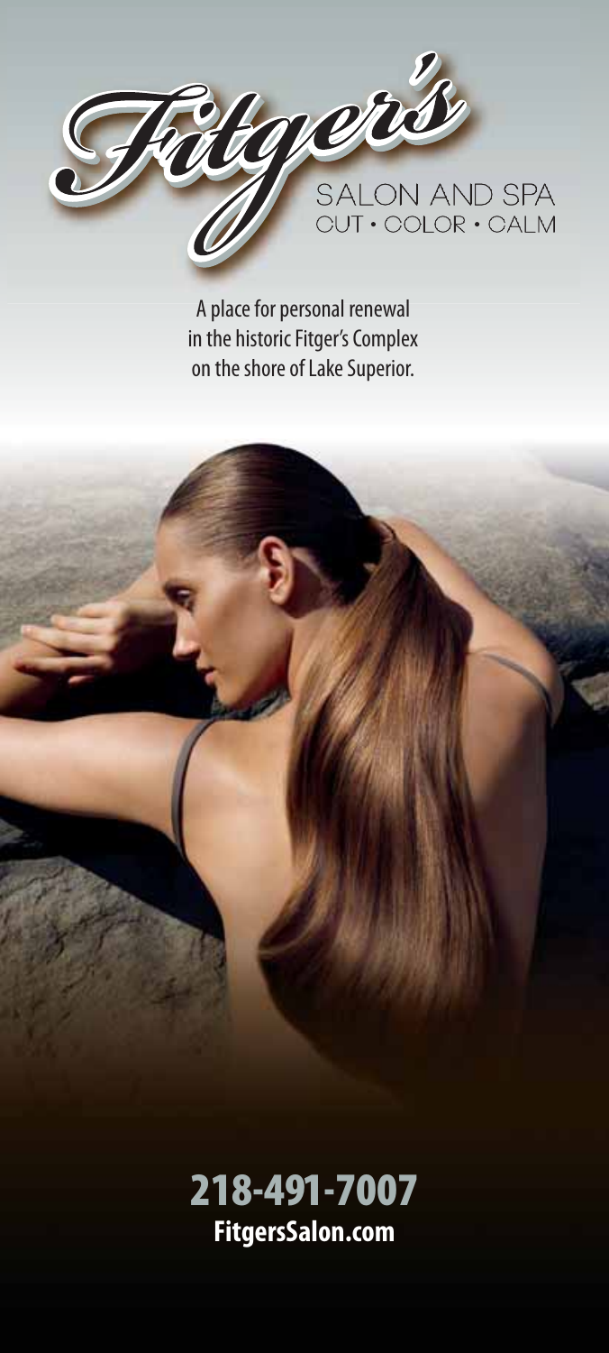# Fitger's

SALON AND SPA

CUT • COLOR • CALM

A place for personal renewal in the historic Fitger's Complex on the shore of Lake Superior.

**218-491-7007**

**FitgersSalon.com**